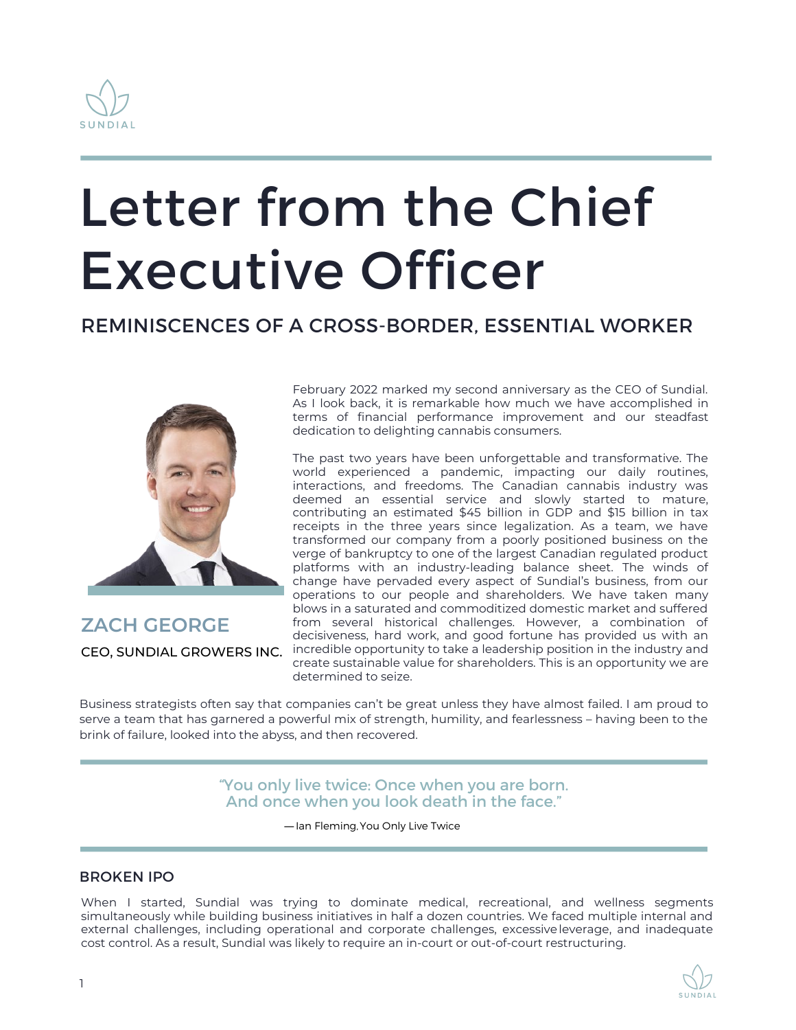SUNDIAL

# Letter from the Chief Executive Officer

## REMINISCENCES OF A CROSS-BORDER, ESSENTIAL WORKER

**ZACH GEORGE**

CEO, SUNDIAL GROWERS INC.

February 2022 marked my second anniversary as the CEO of Sundial. As I look back, it is remarkable how much we have accomplished in terms of financial performance improvement and our steadfast dedication to delighting cannabis consumers.

The past two years have been unforgettable and transformative. The world experienced a pandemic, impacting our daily routines, interactions, and freedoms. The Canadian cannabis industry was deemed an essential service and slowly started to mature, contributing an estimated $45 billion in GDP and $15 billion in tax receipts in the three years since legalization. As a team, we have transformed our company from a poorly positioned business on the verge of bankruptcy to one of the largest Canadian regulated product platforms with an industry-leading balance sheet. The winds of change have pervaded every aspect of Sundial's business, from our operations to our people and shareholders. We have taken many blows in a saturated and commoditized domestic market and suffered from several historical challenges. However, a combination of decisiveness, hard work, and good fortune has provided us with an incredible opportunity to take a leadership position in the industry and create sustainable value for shareholders. This is an opportunity we are determined to seize.

Business strategists often say that companies can't be great unless they have almost failed. I am proud to serve a team that has garnered a powerful mix of strength, humility, and fearlessness – having been to the brink of failure, looked into the abyss, and then recovered.

> "You only live twice: Once when you are born. And once when you look death in the face."
>
> — Ian Fleming, You Only Live Twice

### BROKEN IPO

When I started, Sundial was trying to dominate medical, recreational, and wellness segments simultaneously while building business initiatives in half a dozen countries. We faced multiple internal and external challenges, including operational and corporate challenges, excessive leverage, and inadequate cost control. As a result, Sundial was likely to require an in-court or out-of-court restructuring.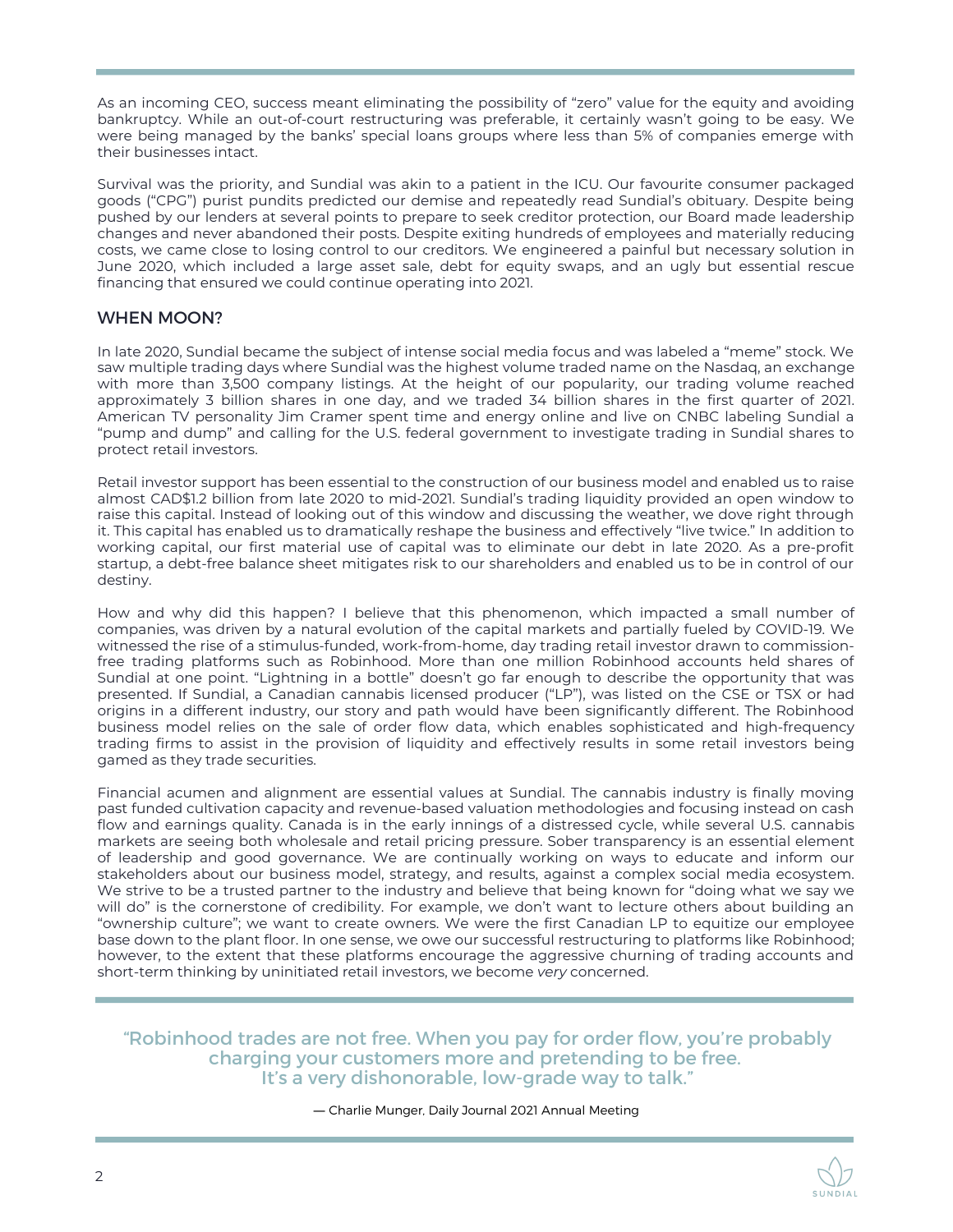As an incoming CEO, success meant eliminating the possibility of "zero" value for the equity and avoiding bankruptcy. While an out-of-court restructuring was preferable, it certainly wasn't going to be easy. We were being managed by the banks' special loans groups where less than 5% of companies emerge with their businesses intact.

Survival was the priority, and Sundial was akin to a patient in the ICU. Our favourite consumer packaged goods ("CPG") purist pundits predicted our demise and repeatedly read Sundial's obituary. Despite being pushed by our lenders at several points to prepare to seek creditor protection, our Board made leadership changes and never abandoned their posts. Despite exiting hundreds of employees and materially reducing costs, we came close to losing control to our creditors. We engineered a painful but necessary solution in June 2020, which included a large asset sale, debt for equity swaps, and an ugly but essential rescue financing that ensured we could continue operating into 2021.

## WHEN MOON?

In late 2020, Sundial became the subject of intense social media focus and was labeled a "meme" stock. We saw multiple trading days where Sundial was the highest volume traded name on the Nasdaq, an exchange with more than 3,500 company listings. At the height of our popularity, our trading volume reached approximately 3 billion shares in one day, and we traded 34 billion shares in the first quarter of 2021. American TV personality Jim Cramer spent time and energy online and live on CNBC labeling Sundial a "pump and dump" and calling for the U.S. federal government to investigate trading in Sundial shares to protect retail investors.

Retail investor support has been essential to the construction of our business model and enabled us to raise almost CAD$1.2 billion from late 2020 to mid-2021. Sundial's trading liquidity provided an open window to raise this capital. Instead of looking out of this window and discussing the weather, we dove right through it. This capital has enabled us to dramatically reshape the business and effectively "live twice." In addition to working capital, our first material use of capital was to eliminate our debt in late 2020. As a pre-profit startup, a debt-free balance sheet mitigates risk to our shareholders and enabled us to be in control of our destiny.

How and why did this happen? I believe that this phenomenon, which impacted a small number of companies, was driven by a natural evolution of the capital markets and partially fueled by COVID-19. We witnessed the rise of a stimulus-funded, work-from-home, day trading retail investor drawn to commission-free trading platforms such as Robinhood. More than one million Robinhood accounts held shares of Sundial at one point. "Lightning in a bottle" doesn't go far enough to describe the opportunity that was presented. If Sundial, a Canadian cannabis licensed producer ("LP"), was listed on the CSE or TSX or had origins in a different industry, our story and path would have been significantly different. The Robinhood business model relies on the sale of order flow data, which enables sophisticated and high-frequency trading firms to assist in the provision of liquidity and effectively results in some retail investors being gamed as they trade securities.

Financial acumen and alignment are essential values at Sundial. The cannabis industry is finally moving past funded cultivation capacity and revenue-based valuation methodologies and focusing instead on cash flow and earnings quality. Canada is in the early innings of a distressed cycle, while several U.S. cannabis markets are seeing both wholesale and retail pricing pressure. Sober transparency is an essential element of leadership and good governance. We are continually working on ways to educate and inform our stakeholders about our business model, strategy, and results, against a complex social media ecosystem. We strive to be a trusted partner to the industry and believe that being known for "doing what we say we will do" is the cornerstone of credibility. For example, we don't want to lecture others about building an "ownership culture"; we want to create owners. We were the first Canadian LP to equitize our employee base down to the plant floor. In one sense, we owe our successful restructuring to platforms like Robinhood; however, to the extent that these platforms encourage the aggressive churning of trading accounts and short-term thinking by uninitiated retail investors, we become *very* concerned.

> "Robinhood trades are not free. When you pay for order flow, you're probably charging your customers more and pretending to be free. It's a very dishonorable, low-grade way to talk."
>
> — Charlie Munger, Daily Journal 2021 Annual Meeting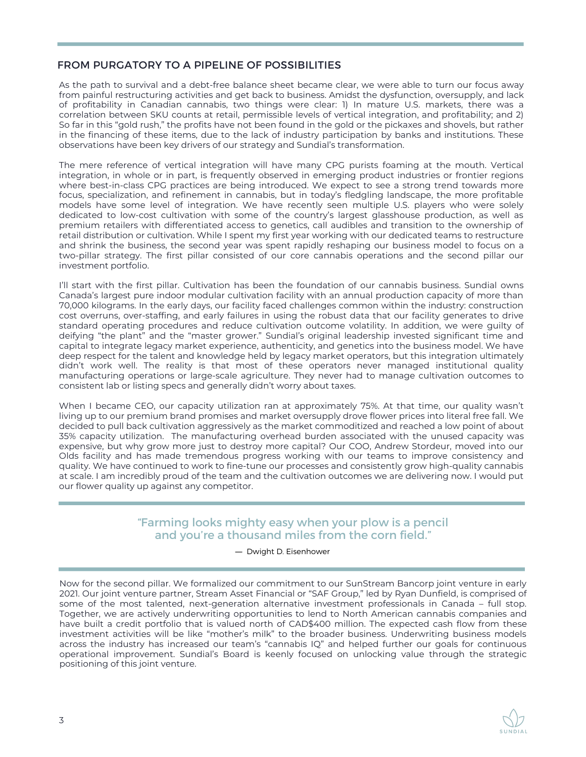## FROM PURGATORY TO A PIPELINE OF POSSIBILITIES

As the path to survival and a debt-free balance sheet became clear, we were able to turn our focus away from painful restructuring activities and get back to business. Amidst the dysfunction, oversupply, and lack of profitability in Canadian cannabis, two things were clear: 1) In mature U.S. markets, there was a correlation between SKU counts at retail, permissible levels of vertical integration, and profitability; and 2) So far in this "gold rush," the profits have not been found in the gold or the pickaxes and shovels, but rather in the financing of these items, due to the lack of industry participation by banks and institutions. These observations have been key drivers of our strategy and Sundial's transformation.

The mere reference of vertical integration will have many CPG purists foaming at the mouth. Vertical integration, in whole or in part, is frequently observed in emerging product industries or frontier regions where best-in-class CPG practices are being introduced. We expect to see a strong trend towards more focus, specialization, and refinement in cannabis, but in today's fledgling landscape, the more profitable models have some level of integration. We have recently seen multiple U.S. players who were solely dedicated to low-cost cultivation with some of the country's largest glasshouse production, as well as premium retailers with differentiated access to genetics, call audibles and transition to the ownership of retail distribution or cultivation. While I spent my first year working with our dedicated teams to restructure and shrink the business, the second year was spent rapidly reshaping our business model to focus on a two-pillar strategy. The first pillar consisted of our core cannabis operations and the second pillar our investment portfolio.

I'll start with the first pillar. Cultivation has been the foundation of our cannabis business. Sundial owns Canada's largest pure indoor modular cultivation facility with an annual production capacity of more than 70,000 kilograms. In the early days, our facility faced challenges common within the industry: construction cost overruns, over-staffing, and early failures in using the robust data that our facility generates to drive standard operating procedures and reduce cultivation outcome volatility. In addition, we were guilty of deifying "the plant" and the "master grower." Sundial's original leadership invested significant time and capital to integrate legacy market experience, authenticity, and genetics into the business model. We have deep respect for the talent and knowledge held by legacy market operators, but this integration ultimately didn't work well. The reality is that most of these operators never managed institutional quality manufacturing operations or large-scale agriculture. They never had to manage cultivation outcomes to consistent lab or listing specs and generally didn't worry about taxes.

When I became CEO, our capacity utilization ran at approximately 75%. At that time, our quality wasn't living up to our premium brand promises and market oversupply drove flower prices into literal free fall. We decided to pull back cultivation aggressively as the market commoditized and reached a low point of about 35% capacity utilization. The manufacturing overhead burden associated with the unused capacity was expensive, but why grow more just to destroy more capital? Our COO, Andrew Stordeur, moved into our Olds facility and has made tremendous progress working with our teams to improve consistency and quality. We have continued to work to fine-tune our processes and consistently grow high-quality cannabis at scale. I am incredibly proud of the team and the cultivation outcomes we are delivering now. I would put our flower quality up against any competitor.

> "Farming looks mighty easy when your plow is a pencil and you're a thousand miles from the corn field."
>
> — Dwight D. Eisenhower

Now for the second pillar. We formalized our commitment to our SunStream Bancorp joint venture in early 2021. Our joint venture partner, Stream Asset Financial or "SAF Group," led by Ryan Dunfield, is comprised of some of the most talented, next-generation alternative investment professionals in Canada – full stop. Together, we are actively underwriting opportunities to lend to North American cannabis companies and have built a credit portfolio that is valued north of CAD$400 million. The expected cash flow from these investment activities will be like "mother's milk" to the broader business. Underwriting business models across the industry has increased our team's "cannabis IQ" and helped further our goals for continuous operational improvement. Sundial's Board is keenly focused on unlocking value through the strategic positioning of this joint venture.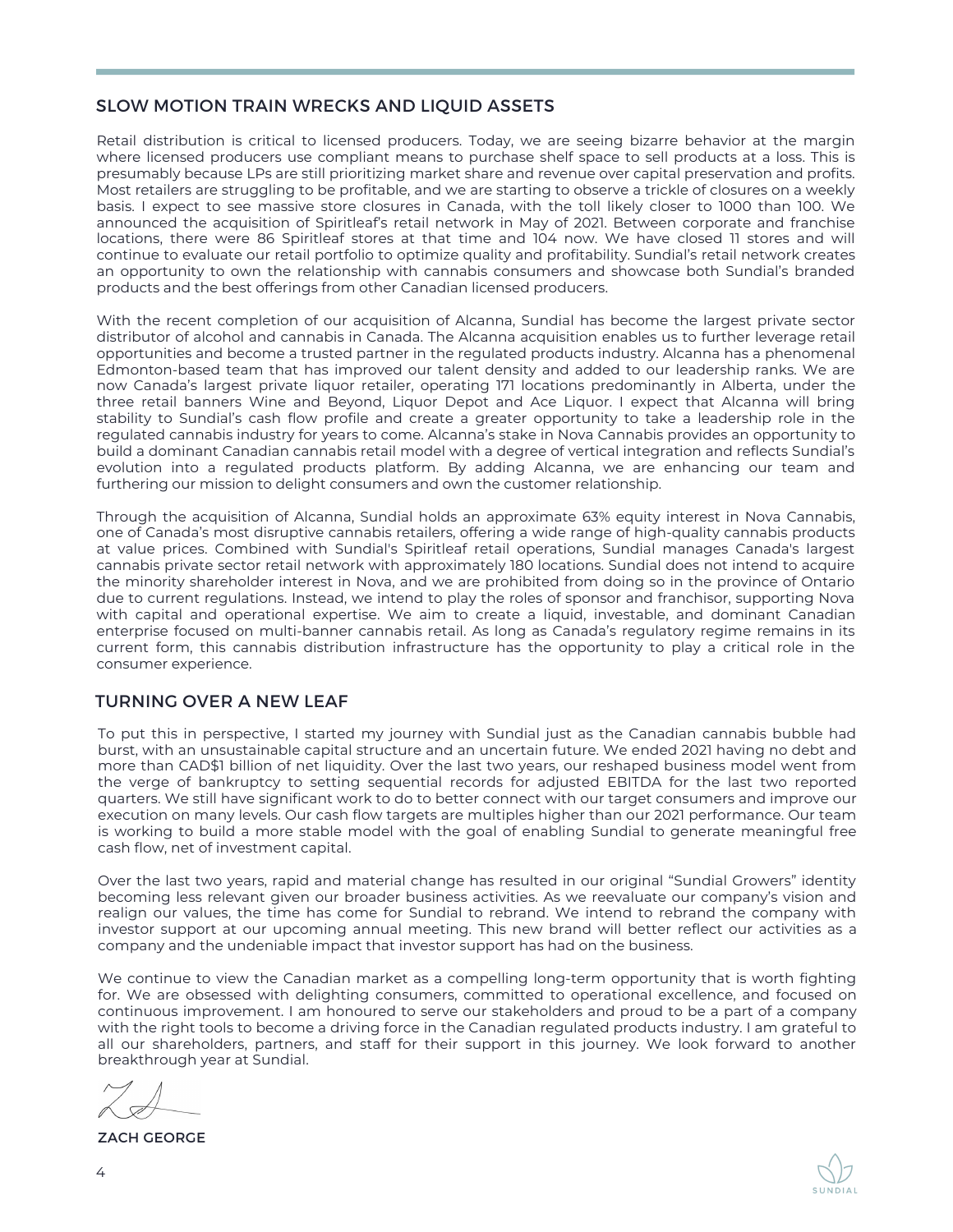## SLOW MOTION TRAIN WRECKS AND LIQUID ASSETS

Retail distribution is critical to licensed producers. Today, we are seeing bizarre behavior at the margin where licensed producers use compliant means to purchase shelf space to sell products at a loss. This is presumably because LPs are still prioritizing market share and revenue over capital preservation and profits. Most retailers are struggling to be profitable, and we are starting to observe a trickle of closures on a weekly basis. I expect to see massive store closures in Canada, with the toll likely closer to 1000 than 100. We announced the acquisition of Spiritleaf's retail network in May of 2021. Between corporate and franchise locations, there were 86 Spiritleaf stores at that time and 104 now. We have closed 11 stores and will continue to evaluate our retail portfolio to optimize quality and profitability. Sundial's retail network creates an opportunity to own the relationship with cannabis consumers and showcase both Sundial's branded products and the best offerings from other Canadian licensed producers.

With the recent completion of our acquisition of Alcanna, Sundial has become the largest private sector distributor of alcohol and cannabis in Canada. The Alcanna acquisition enables us to further leverage retail opportunities and become a trusted partner in the regulated products industry. Alcanna has a phenomenal Edmonton-based team that has improved our talent density and added to our leadership ranks. We are now Canada's largest private liquor retailer, operating 171 locations predominantly in Alberta, under the three retail banners Wine and Beyond, Liquor Depot and Ace Liquor. I expect that Alcanna will bring stability to Sundial's cash flow profile and create a greater opportunity to take a leadership role in the regulated cannabis industry for years to come. Alcanna's stake in Nova Cannabis provides an opportunity to build a dominant Canadian cannabis retail model with a degree of vertical integration and reflects Sundial's evolution into a regulated products platform. By adding Alcanna, we are enhancing our team and furthering our mission to delight consumers and own the customer relationship.

Through the acquisition of Alcanna, Sundial holds an approximate 63% equity interest in Nova Cannabis, one of Canada's most disruptive cannabis retailers, offering a wide range of high-quality cannabis products at value prices. Combined with Sundial's Spiritleaf retail operations, Sundial manages Canada's largest cannabis private sector retail network with approximately 180 locations. Sundial does not intend to acquire the minority shareholder interest in Nova, and we are prohibited from doing so in the province of Ontario due to current regulations. Instead, we intend to play the roles of sponsor and franchisor, supporting Nova with capital and operational expertise. We aim to create a liquid, investable, and dominant Canadian enterprise focused on multi-banner cannabis retail. As long as Canada's regulatory regime remains in its current form, this cannabis distribution infrastructure has the opportunity to play a critical role in the consumer experience.

## TURNING OVER A NEW LEAF

To put this in perspective, I started my journey with Sundial just as the Canadian cannabis bubble had burst, with an unsustainable capital structure and an uncertain future. We ended 2021 having no debt and more than CAD$1 billion of net liquidity. Over the last two years, our reshaped business model went from the verge of bankruptcy to setting sequential records for adjusted EBITDA for the last two reported quarters. We still have significant work to do to better connect with our target consumers and improve our execution on many levels. Our cash flow targets are multiples higher than our 2021 performance. Our team is working to build a more stable model with the goal of enabling Sundial to generate meaningful free cash flow, net of investment capital.

Over the last two years, rapid and material change has resulted in our original "Sundial Growers" identity becoming less relevant given our broader business activities. As we reevaluate our company's vision and realign our values, the time has come for Sundial to rebrand. We intend to rebrand the company with investor support at our upcoming annual meeting. This new brand will better reflect our activities as a company and the undeniable impact that investor support has had on the business.

We continue to view the Canadian market as a compelling long-term opportunity that is worth fighting for. We are obsessed with delighting consumers, committed to operational excellence, and focused on continuous improvement. I am honoured to serve our stakeholders and proud to be a part of a company with the right tools to become a driving force in the Canadian regulated products industry. I am grateful to all our shareholders, partners, and staff for their support in this journey. We look forward to another breakthrough year at Sundial.

**ZACH GEORGE**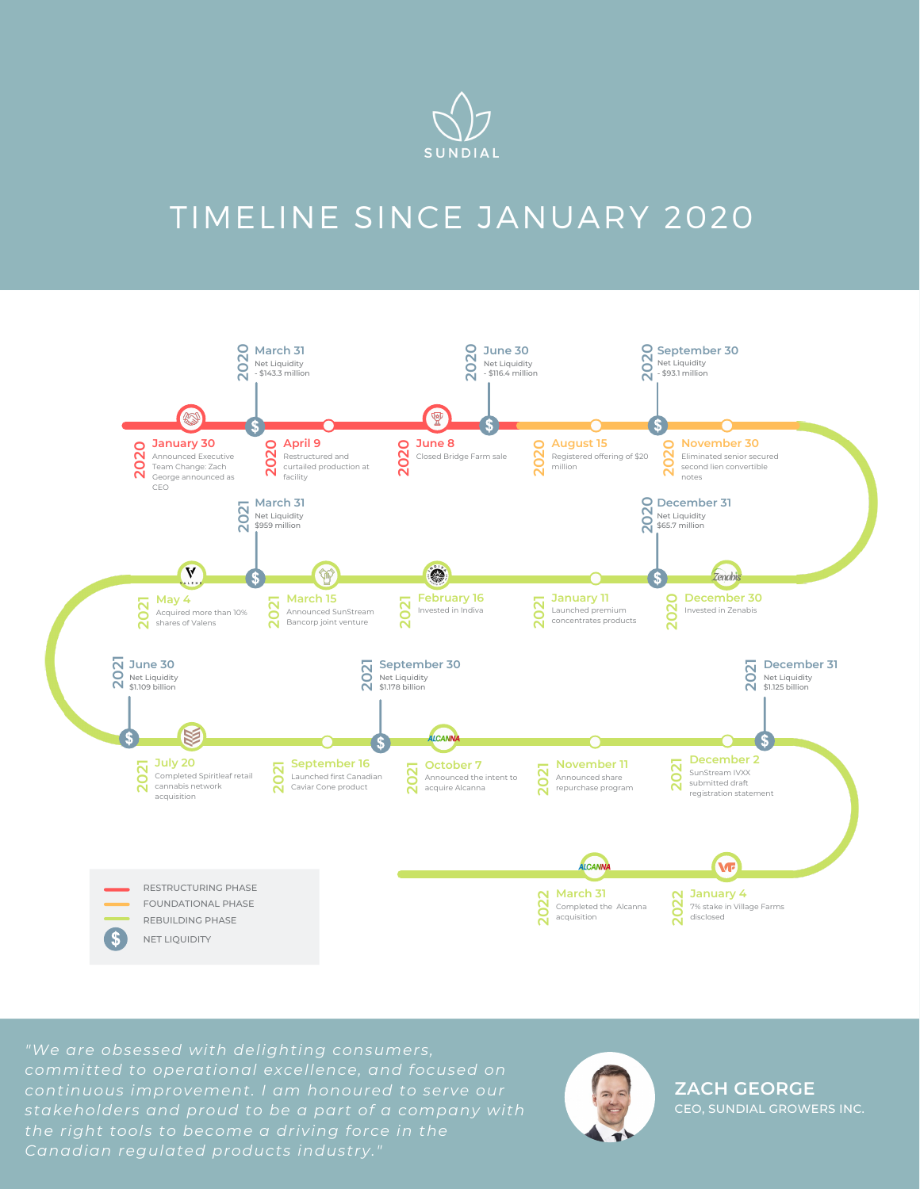SUNDIAL

# TIMELINE SINCE JANUARY 2020

**2020 January 30**
Announced Executive Team Change: Zach George announced as CEO

**2020 March 31**
Net Liquidity - $143.3 million

**2020 April 9**
Restructured and curtailed production at facility

**2020 June 8**
Closed Bridge Farm sale

**2020 June 30**
Net Liquidity - $116.4 million

**2020 August 15**
Registered offering of $20 million

**2020 September 30**
Net Liquidity - $93.1 million

**2020 November 30**
Eliminated senior secured second lien convertible notes

**2020 December 30**
Invested in Zenabis

**2020 December 31**
Net Liquidity $65.7 million

**2021 January 11**
Launched premium concentrates products

**2021 February 16**
Invested in Indiva

**2021 March 15**
Announced SunStream Bancorp joint venture

**2021 March 31**
Net Liquidity $959 million

**2021 May 4**
Acquired more than 10% shares of Valens

**2021 June 30**
Net Liquidity $1.109 billion

**2021 July 20**
Completed Spiritleaf retail cannabis network acquisition

**2021 September 16**
Launched first Canadian Caviar Cone product

**2021 September 30**
Net Liquidity $1.178 billion

**2021 October 7**
Announced the intent to acquire Alcanna

**2021 November 11**
Announced share repurchase program

**2021 December 2**
SunStream IVXX submitted draft registration statement

**2021 December 31**
Net Liquidity $1.125 billion

**2022 January 4**
7% stake in Village Farms disclosed

**2022 March 31**
Completed the Alcanna acquisition

RESTRUCTURING PHASE
FOUNDATIONAL PHASE
REBUILDING PHASE
NET LIQUIDITY

*"We are obsessed with delighting consumers, committed to operational excellence, and focused on continuous improvement. I am honoured to serve our stakeholders and proud to be a part of a company with the right tools to become a driving force in the Canadian regulated products industry."*

**ZACH GEORGE**
CEO, SUNDIAL GROWERS INC.